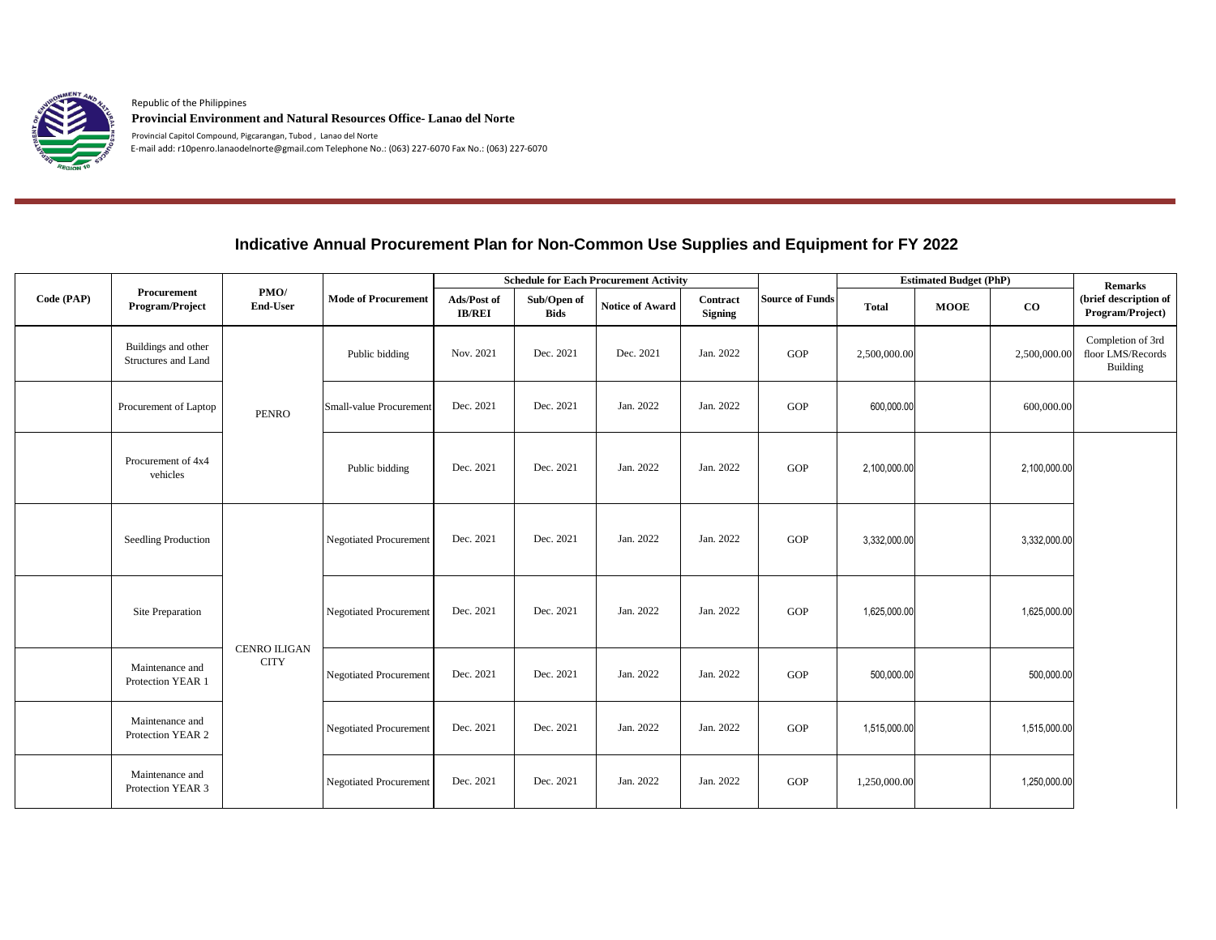Republic of the Philippines

**Provincial Environment and Natural Resources Office- Lanao del Norte**

Provincial Capitol Compound, Pigcarangan, Tubod , Lanao del Norte

E-mail add: r10penro.lanaodelnorte@gmail.com Telephone No.: (063) 227-6070 Fax No.: (063) 227-6070

# Indicative Annual Procurement Plan for Non-Common Use Supplies and Equipment for FY 2022

| Code (PAP) | Procurement Program/Project | PMO/ End-User | Mode of Procurement | Schedule for Each Procurement Activity | | | | Source of Funds | Estimated Budget (PhP) | | | Remarks (brief description of Program/Project) |
|---|---|---|---|---|---|---|---|---|---|---|---|---|
| | | | | Ads/Post of IB/REI | Sub/Open of Bids | Notice of Award | Contract Signing | | Total | MOOE | CO | |
| | Buildings and other Structures and Land | PENRO | Public bidding | Nov. 2021 | Dec. 2021 | Dec. 2021 | Jan. 2022 | GOP | 2,500,000.00 | | 2,500,000.00 | Completion of 3rd floor LMS/Records Building |
| | Procurement of Laptop | PENRO | Small-value Procurement | Dec. 2021 | Dec. 2021 | Jan. 2022 | Jan. 2022 | GOP | 600,000.00 | | 600,000.00 | |
| | Procurement of 4x4 vehicles | PENRO | Public bidding | Dec. 2021 | Dec. 2021 | Jan. 2022 | Jan. 2022 | GOP | 2,100,000.00 | | 2,100,000.00 | |
| | Seedling Production | CENRO ILIGAN CITY | Negotiated Procurement | Dec. 2021 | Dec. 2021 | Jan. 2022 | Jan. 2022 | GOP | 3,332,000.00 | | 3,332,000.00 | |
| | Site Preparation | CENRO ILIGAN CITY | Negotiated Procurement | Dec. 2021 | Dec. 2021 | Jan. 2022 | Jan. 2022 | GOP | 1,625,000.00 | | 1,625,000.00 | |
| | Maintenance and Protection YEAR 1 | CENRO ILIGAN CITY | Negotiated Procurement | Dec. 2021 | Dec. 2021 | Jan. 2022 | Jan. 2022 | GOP | 500,000.00 | | 500,000.00 | |
| | Maintenance and Protection YEAR 2 | CENRO ILIGAN CITY | Negotiated Procurement | Dec. 2021 | Dec. 2021 | Jan. 2022 | Jan. 2022 | GOP | 1,515,000.00 | | 1,515,000.00 | |
| | Maintenance and Protection YEAR 3 | CENRO ILIGAN CITY | Negotiated Procurement | Dec. 2021 | Dec. 2021 | Jan. 2022 | Jan. 2022 | GOP | 1,250,000.00 | | 1,250,000.00 | |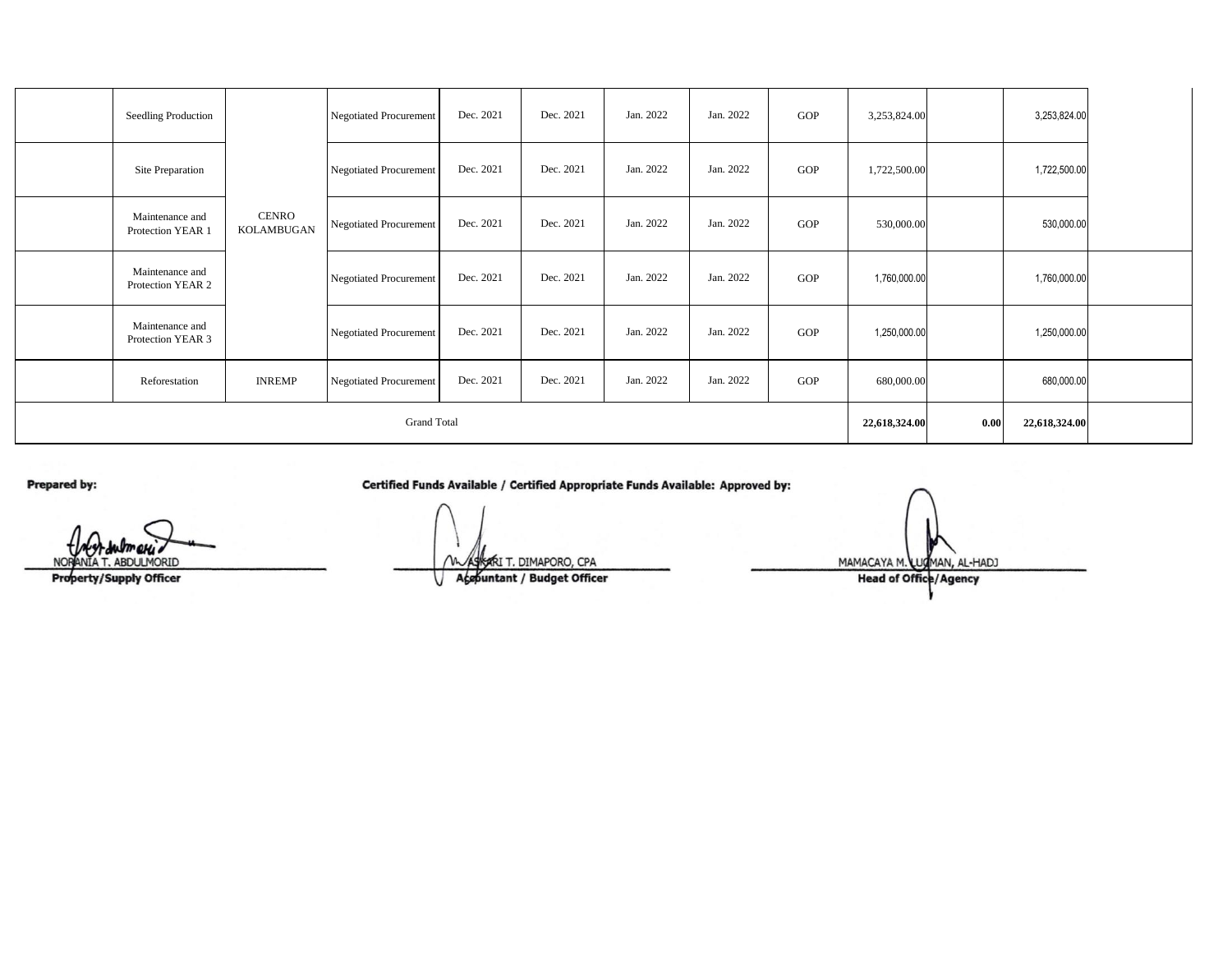| | | | | | | | | | | | | |
|---|---|---|---|---|---|---|---|---|---|---|---|---|
| | Seedling Production | CENRO KOLAMBUGAN | Negotiated Procurement | Dec. 2021 | Dec. 2021 | Jan. 2022 | Jan. 2022 | GOP | 3,253,824.00 | | 3,253,824.00 | |
| | Site Preparation | | Negotiated Procurement | Dec. 2021 | Dec. 2021 | Jan. 2022 | Jan. 2022 | GOP | 1,722,500.00 | | 1,722,500.00 | |
| | Maintenance and Protection YEAR 1 | | Negotiated Procurement | Dec. 2021 | Dec. 2021 | Jan. 2022 | Jan. 2022 | GOP | 530,000.00 | | 530,000.00 | |
| | Maintenance and Protection YEAR 2 | | Negotiated Procurement | Dec. 2021 | Dec. 2021 | Jan. 2022 | Jan. 2022 | GOP | 1,760,000.00 | | 1,760,000.00 | |
| | Maintenance and Protection YEAR 3 | | Negotiated Procurement | Dec. 2021 | Dec. 2021 | Jan. 2022 | Jan. 2022 | GOP | 1,250,000.00 | | 1,250,000.00 | |
| | Reforestation | INREMP | Negotiated Procurement | Dec. 2021 | Dec. 2021 | Jan. 2022 | Jan. 2022 | GOP | 680,000.00 | | 680,000.00 | |
| Grand Total | | | | | | | | | **22,618,324.00** | **0.00** | **22,618,324.00** | |

**Prepared by:**

NORANIA T. ABDULMORID
**Property/Supply Officer**

**Certified Funds Available / Certified Appropriate Funds Available:**

ASKARI T. DIMAPORO, CPA
**Accountant / Budget Officer**

**Approved by:**

MAMACAYA M. LUCMAN, AL-HADJ
**Head of Office/Agency**